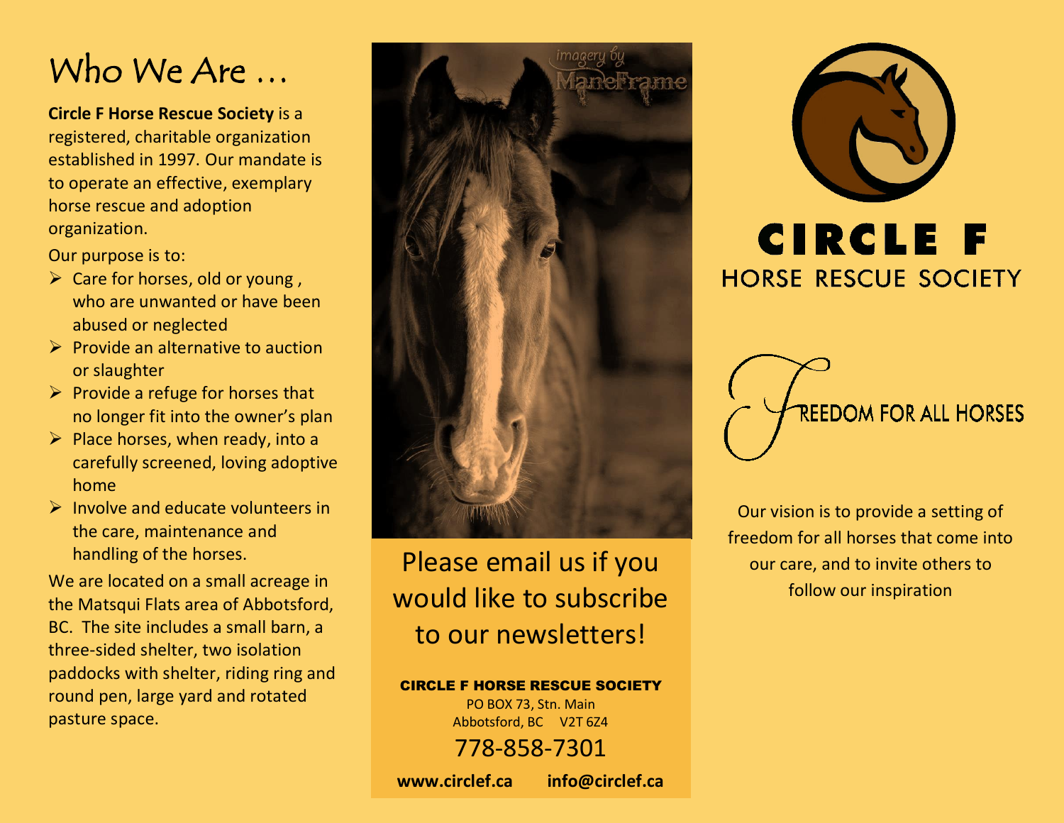# Who We Are …

**Circle F Horse Rescue Society** is a registered, charitable organization established in 1997. Our mandate is to operate an effective, exemplary horse rescue and adoption organization.

Our purpose is to:

- Care for horses, old or young , who are unwanted or have been abused or neglected
- Provide an alternative to auction or slaughter
- Provide a refuge for horses that no longer fit into the owner's plan
- Place horses, when ready, into a carefully screened, loving adoptive home
- Involve and educate volunteers in the care, maintenance and handling of the horses.

We are located on a small acreage in the Matsqui Flats area of Abbotsford, BC. The site includes a small barn, a three-sided shelter, two isolation paddocks with shelter, riding ring and round pen, large yard and rotated pasture space.

imagery by ManeFrame

Please email us if you would like to subscribe to our newsletters!

**CIRCLE F HORSE RESCUE SOCIETY**
PO BOX 73, Stn. Main
Abbotsford, BC V2T 6Z4

778-858-7301

**www.circlef.ca** **info@circlef.ca**

# CIRCLE F

## HORSE RESCUE SOCIETY

FREEDOM FOR ALL HORSES

Our vision is to provide a setting of freedom for all horses that come into our care, and to invite others to follow our inspiration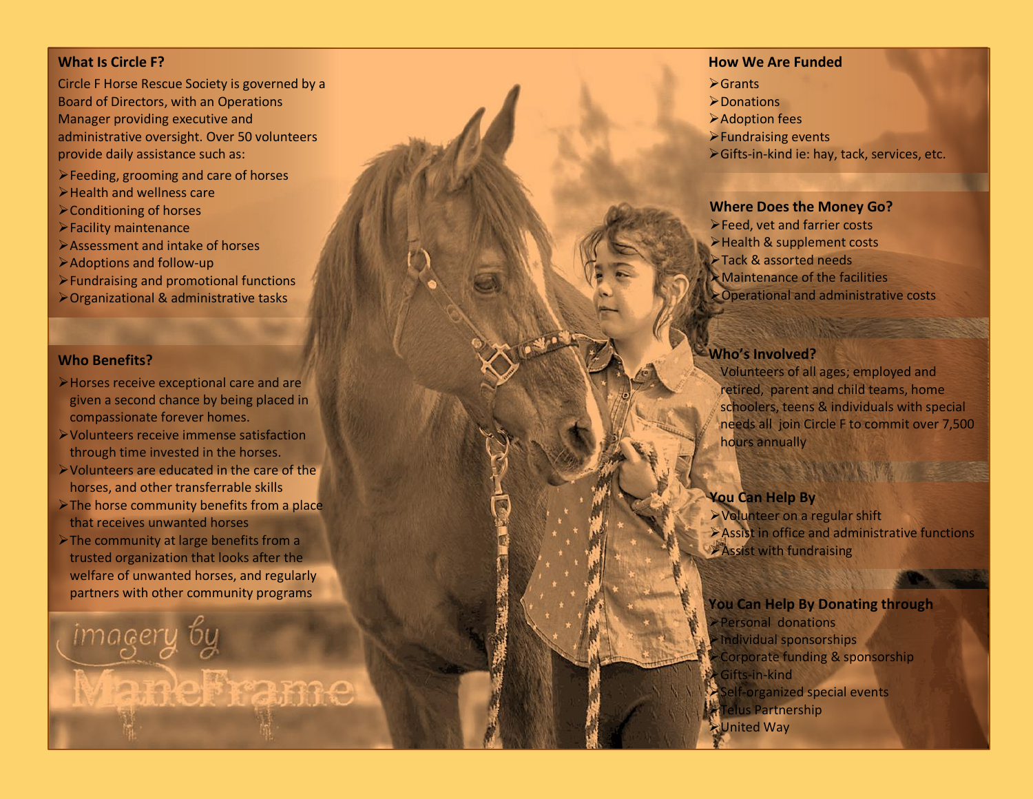## What Is Circle F?

Circle F Horse Rescue Society is governed by a Board of Directors, with an Operations Manager providing executive and administrative oversight. Over 50 volunteers provide daily assistance such as:

- Feeding, grooming and care of horses
- Health and wellness care
- Conditioning of horses
- Facility maintenance
- Assessment and intake of horses
- Adoptions and follow-up
- Fundraising and promotional functions
- Organizational & administrative tasks

## Who Benefits?

- Horses receive exceptional care and are given a second chance by being placed in compassionate forever homes.
- Volunteers receive immense satisfaction through time invested in the horses.
- Volunteers are educated in the care of the horses, and other transferrable skills
- The horse community benefits from a place that receives unwanted horses
- The community at large benefits from a trusted organization that looks after the welfare of unwanted horses, and regularly partners with other community programs

imagery by ManeFrame

## How We Are Funded

- Grants
- Donations
- Adoption fees
- Fundraising events
- Gifts-in-kind ie: hay, tack, services, etc.

## Where Does the Money Go?

- Feed, vet and farrier costs
- Health & supplement costs
- Tack & assorted needs
- Maintenance of the facilities
- Operational and administrative costs

## Who's Involved?

Volunteers of all ages; employed and retired, parent and child teams, home schoolers, teens & individuals with special needs all join Circle F to commit over 7,500 hours annually

## You Can Help By

- Volunteer on a regular shift
- Assist in office and administrative functions
- Assist with fundraising

## You Can Help By Donating through

- Personal donations
- Individual sponsorships
- Corporate funding & sponsorship
- Gifts-in-kind
- Self-organized special events
- Telus Partnership
- United Way